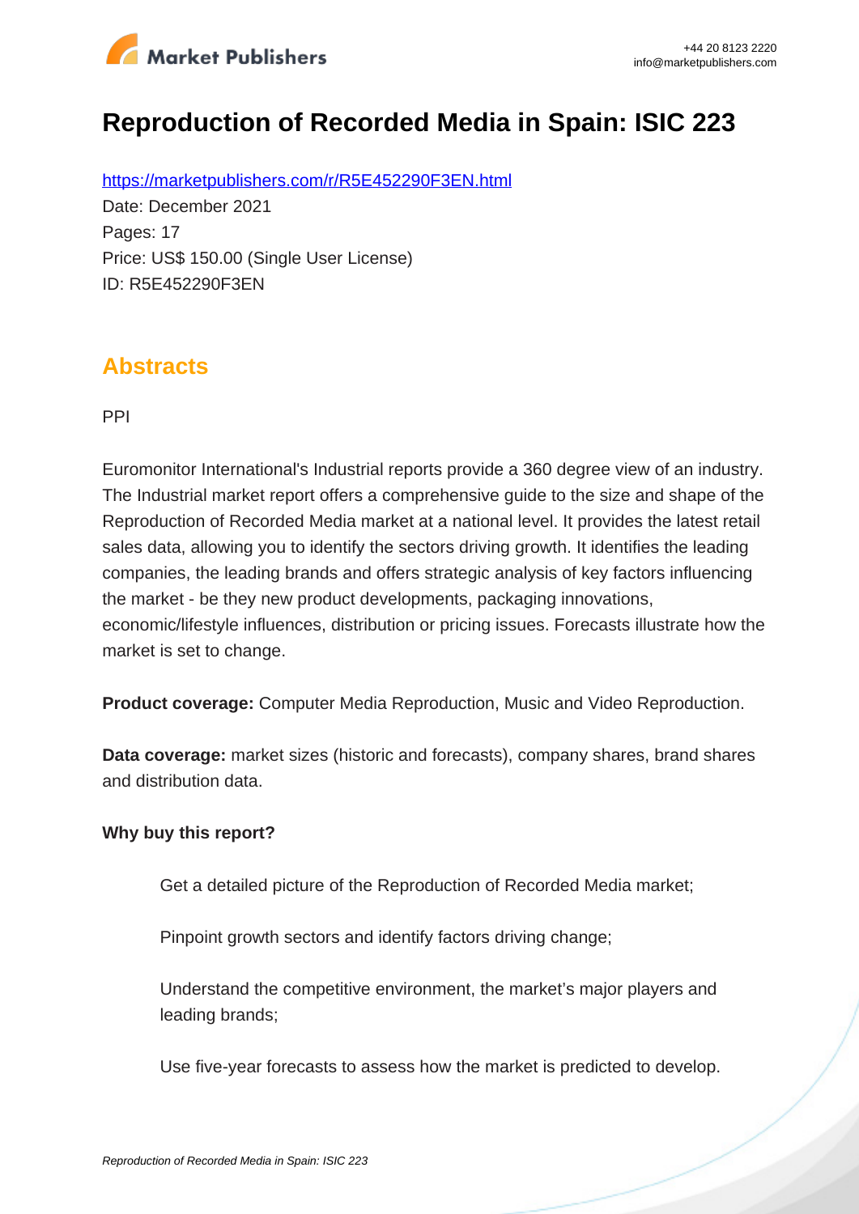# Reproduction of Recorded Media in Spain: ISIC 223

https://marketpublishers.com/r/R5E452290F3EN.html

Date: December 2021

Pages: 17

Price: US$ 150.00 (Single User License)

ID: R5E452290F3EN

## Abstracts

PPI

Euromonitor International's Industrial reports provide a 360 degree view of an industry. The Industrial market report offers a comprehensive guide to the size and shape of the Reproduction of Recorded Media market at a national level. It provides the latest retail sales data, allowing you to identify the sectors driving growth. It identifies the leading companies, the leading brands and offers strategic analysis of key factors influencing the market - be they new product developments, packaging innovations, economic/lifestyle influences, distribution or pricing issues. Forecasts illustrate how the market is set to change.

**Product coverage:** Computer Media Reproduction, Music and Video Reproduction.

**Data coverage:** market sizes (historic and forecasts), company shares, brand shares and distribution data.

**Why buy this report?**

- Get a detailed picture of the Reproduction of Recorded Media market;
- Pinpoint growth sectors and identify factors driving change;
- Understand the competitive environment, the market's major players and leading brands;
- Use five-year forecasts to assess how the market is predicted to develop.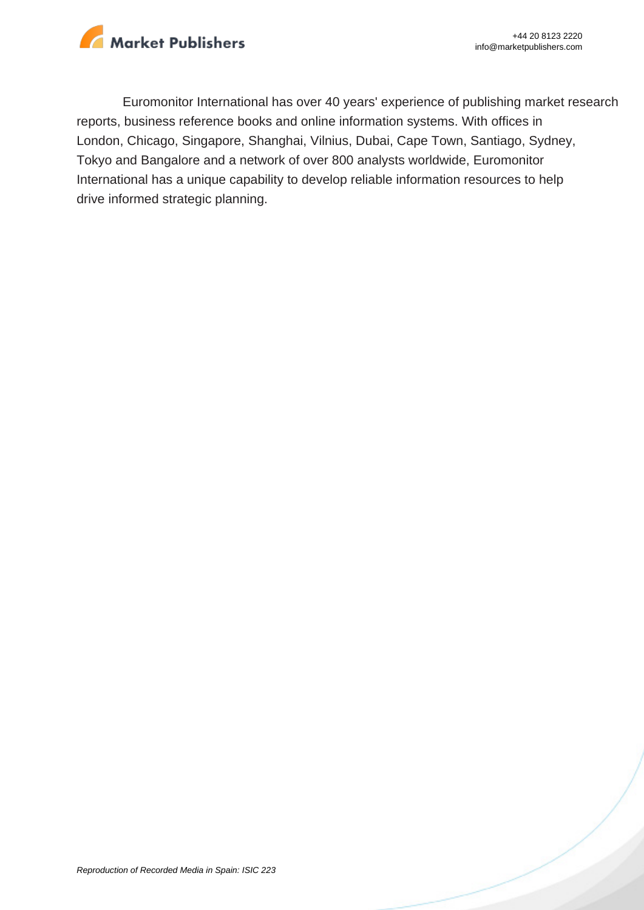Euromonitor International has over 40 years' experience of publishing market research reports, business reference books and online information systems. With offices in London, Chicago, Singapore, Shanghai, Vilnius, Dubai, Cape Town, Santiago, Sydney, Tokyo and Bangalore and a network of over 800 analysts worldwide, Euromonitor International has a unique capability to develop reliable information resources to help drive informed strategic planning.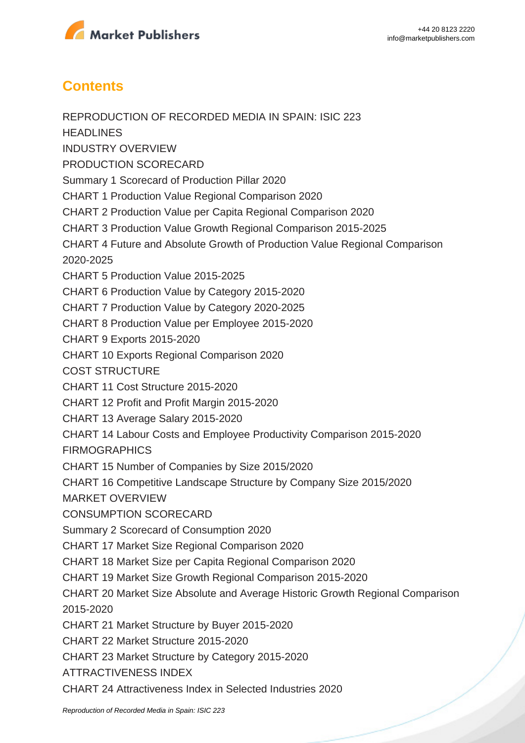## Contents

REPRODUCTION OF RECORDED MEDIA IN SPAIN: ISIC 223

HEADLINES

INDUSTRY OVERVIEW

PRODUCTION SCORECARD

Summary 1 Scorecard of Production Pillar 2020

CHART 1 Production Value Regional Comparison 2020

CHART 2 Production Value per Capita Regional Comparison 2020

CHART 3 Production Value Growth Regional Comparison 2015-2025

CHART 4 Future and Absolute Growth of Production Value Regional Comparison 2020-2025

CHART 5 Production Value 2015-2025

CHART 6 Production Value by Category 2015-2020

CHART 7 Production Value by Category 2020-2025

CHART 8 Production Value per Employee 2015-2020

CHART 9 Exports 2015-2020

CHART 10 Exports Regional Comparison 2020

COST STRUCTURE

CHART 11 Cost Structure 2015-2020

CHART 12 Profit and Profit Margin 2015-2020

CHART 13 Average Salary 2015-2020

CHART 14 Labour Costs and Employee Productivity Comparison 2015-2020

FIRMOGRAPHICS

CHART 15 Number of Companies by Size 2015/2020

CHART 16 Competitive Landscape Structure by Company Size 2015/2020

MARKET OVERVIEW

CONSUMPTION SCORECARD

Summary 2 Scorecard of Consumption 2020

CHART 17 Market Size Regional Comparison 2020

CHART 18 Market Size per Capita Regional Comparison 2020

CHART 19 Market Size Growth Regional Comparison 2015-2020

CHART 20 Market Size Absolute and Average Historic Growth Regional Comparison 2015-2020

CHART 21 Market Structure by Buyer 2015-2020

CHART 22 Market Structure 2015-2020

CHART 23 Market Structure by Category 2015-2020

ATTRACTIVENESS INDEX

CHART 24 Attractiveness Index in Selected Industries 2020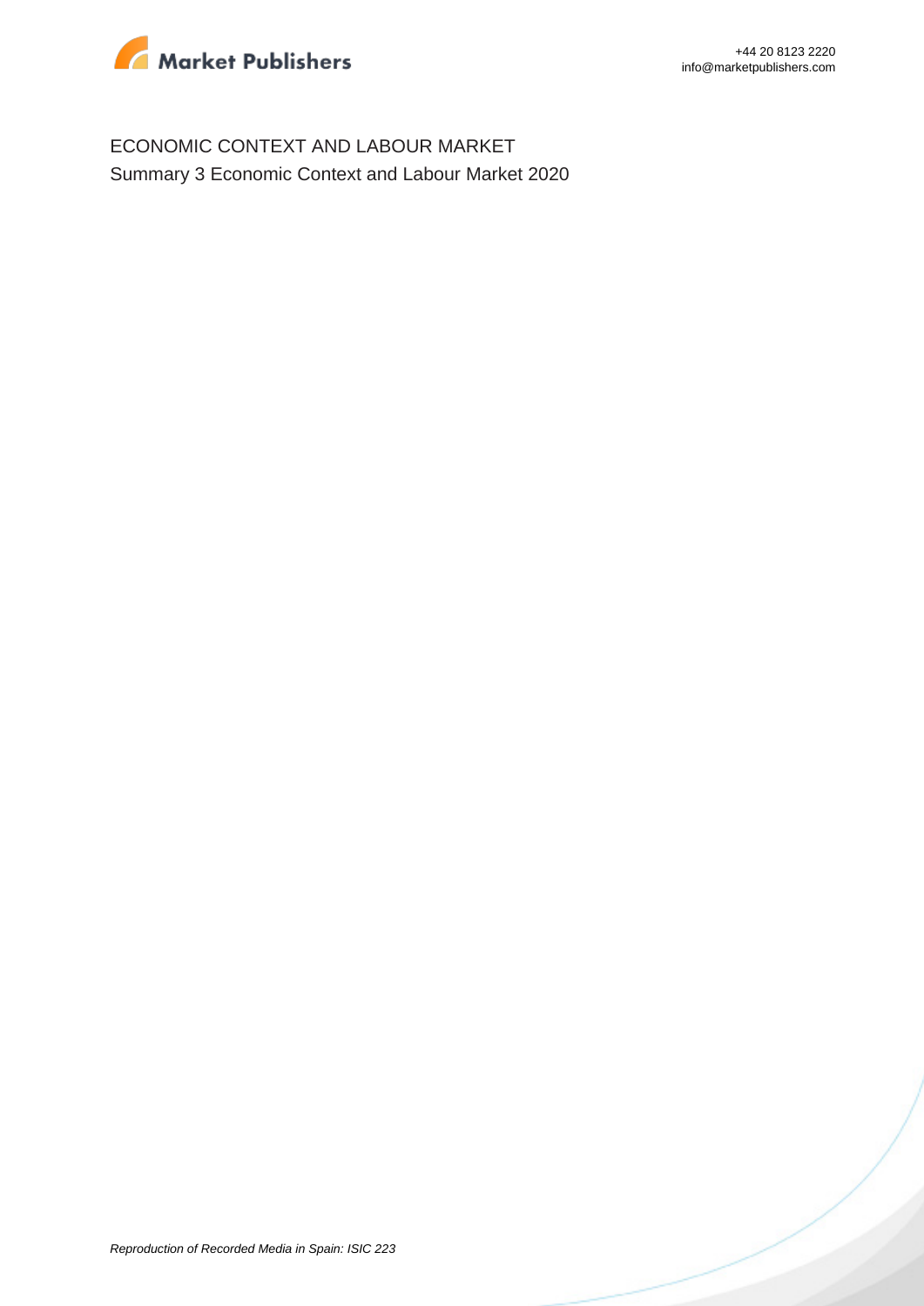ECONOMIC CONTEXT AND LABOUR MARKET

Summary 3 Economic Context and Labour Market 2020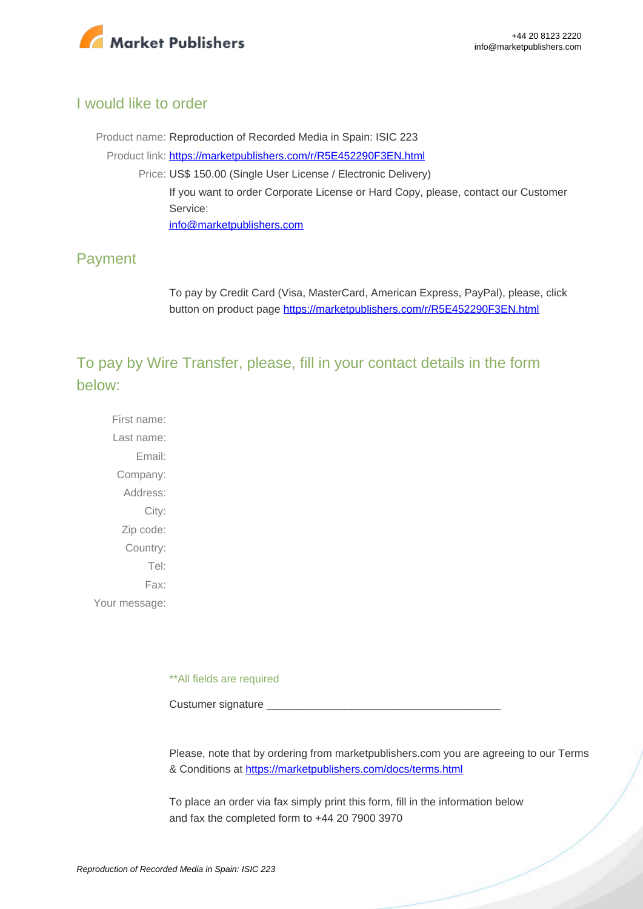## I would like to order

Product name: Reproduction of Recorded Media in Spain: ISIC 223

Product link: [https://marketpublishers.com/r/R5E452290F3EN.html](https://marketpublishers.com/r/R5E452290F3EN.html)

Price: US$ 150.00 (Single User License / Electronic Delivery)

If you want to order Corporate License or Hard Copy, please, contact our Customer Service:

[info@marketpublishers.com](mailto:info@marketpublishers.com)

## Payment

To pay by Credit Card (Visa, MasterCard, American Express, PayPal), please, click button on product page [https://marketpublishers.com/r/R5E452290F3EN.html](https://marketpublishers.com/r/R5E452290F3EN.html)

## To pay by Wire Transfer, please, fill in your contact details in the form below:

First name:

Last name:

Email:

Company:

Address:

City:

Zip code:

Country:

Tel:

Fax:

Your message:

**All fields are required

Custumer signature _______________________________________

Please, note that by ordering from marketpublishers.com you are agreeing to our Terms & Conditions at [https://marketpublishers.com/docs/terms.html](https://marketpublishers.com/docs/terms.html)

To place an order via fax simply print this form, fill in the information below and fax the completed form to +44 20 7900 3970